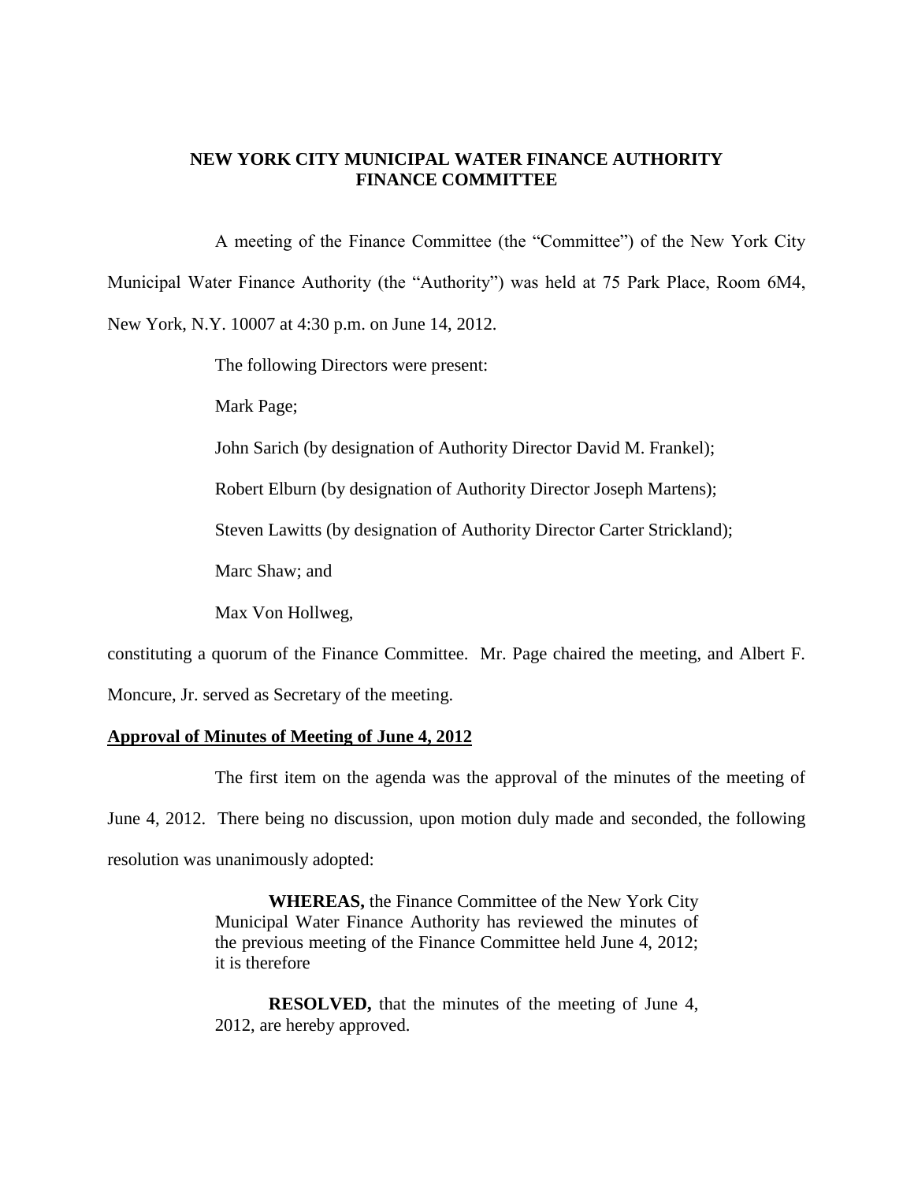# NEW YORK CITY MUNICIPAL WATER FINANCE AUTHORITY
# FINANCE COMMITTEE

A meeting of the Finance Committee (the "Committee") of the New York City Municipal Water Finance Authority (the "Authority") was held at 75 Park Place, Room 6M4, New York, N.Y. 10007 at 4:30 p.m. on June 14, 2012.

The following Directors were present:

Mark Page;

John Sarich (by designation of Authority Director David M. Frankel);

Robert Elburn (by designation of Authority Director Joseph Martens);

Steven Lawitts (by designation of Authority Director Carter Strickland);

Marc Shaw; and

Max Von Hollweg,

constituting a quorum of the Finance Committee. Mr. Page chaired the meeting, and Albert F. Moncure, Jr. served as Secretary of the meeting.

## Approval of Minutes of Meeting of June 4, 2012

The first item on the agenda was the approval of the minutes of the meeting of June 4, 2012. There being no discussion, upon motion duly made and seconded, the following resolution was unanimously adopted:

> **WHEREAS,** the Finance Committee of the New York City Municipal Water Finance Authority has reviewed the minutes of the previous meeting of the Finance Committee held June 4, 2012; it is therefore
>
> **RESOLVED,** that the minutes of the meeting of June 4, 2012, are hereby approved.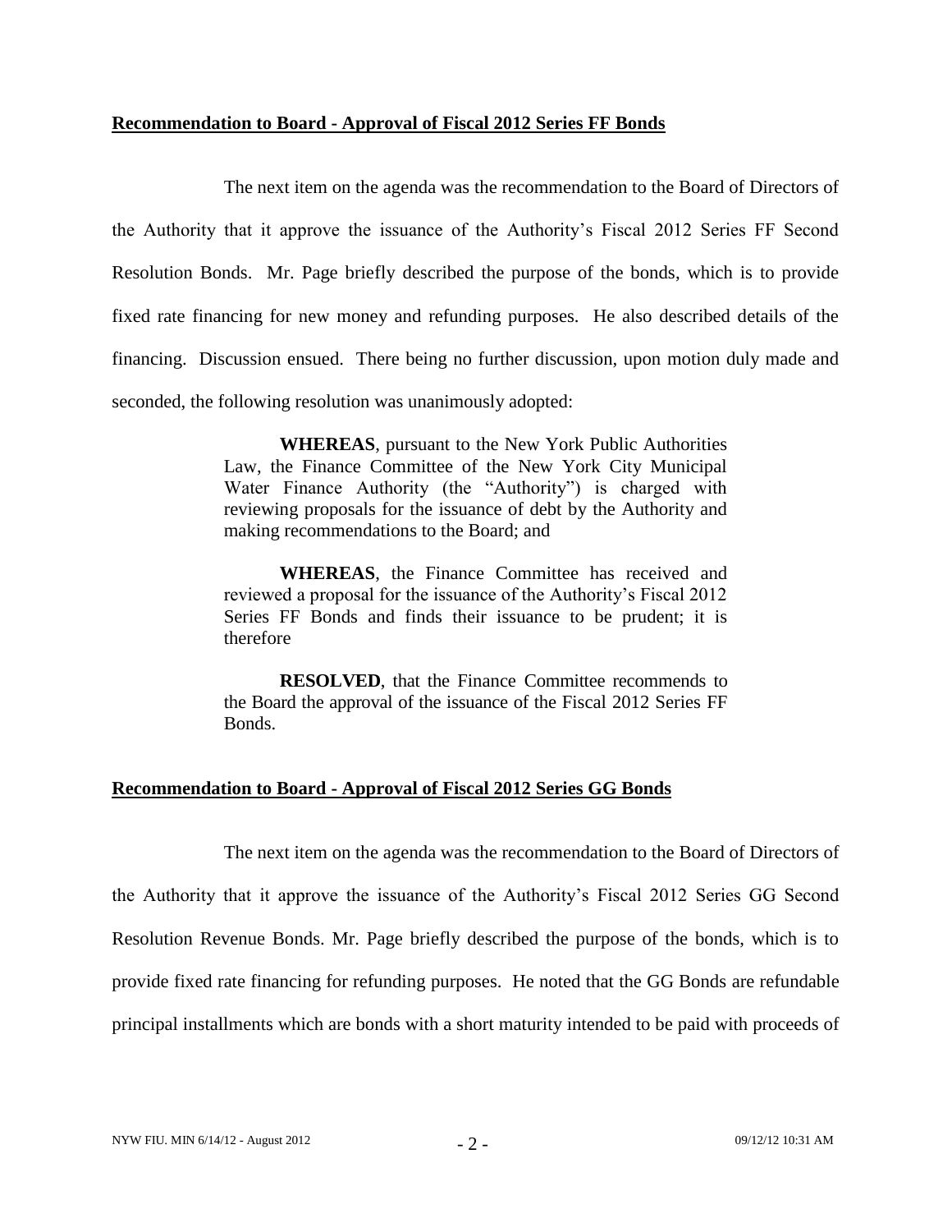**Recommendation to Board - Approval of Fiscal 2012 Series FF Bonds**

The next item on the agenda was the recommendation to the Board of Directors of the Authority that it approve the issuance of the Authority's Fiscal 2012 Series FF Second Resolution Bonds. Mr. Page briefly described the purpose of the bonds, which is to provide fixed rate financing for new money and refunding purposes. He also described details of the financing. Discussion ensued. There being no further discussion, upon motion duly made and seconded, the following resolution was unanimously adopted:

> **WHEREAS**, pursuant to the New York Public Authorities Law, the Finance Committee of the New York City Municipal Water Finance Authority (the "Authority") is charged with reviewing proposals for the issuance of debt by the Authority and making recommendations to the Board; and
>
> **WHEREAS**, the Finance Committee has received and reviewed a proposal for the issuance of the Authority's Fiscal 2012 Series FF Bonds and finds their issuance to be prudent; it is therefore
>
> **RESOLVED**, that the Finance Committee recommends to the Board the approval of the issuance of the Fiscal 2012 Series FF Bonds.

**Recommendation to Board - Approval of Fiscal 2012 Series GG Bonds**

The next item on the agenda was the recommendation to the Board of Directors of the Authority that it approve the issuance of the Authority's Fiscal 2012 Series GG Second Resolution Revenue Bonds. Mr. Page briefly described the purpose of the bonds, which is to provide fixed rate financing for refunding purposes. He noted that the GG Bonds are refundable principal installments which are bonds with a short maturity intended to be paid with proceeds of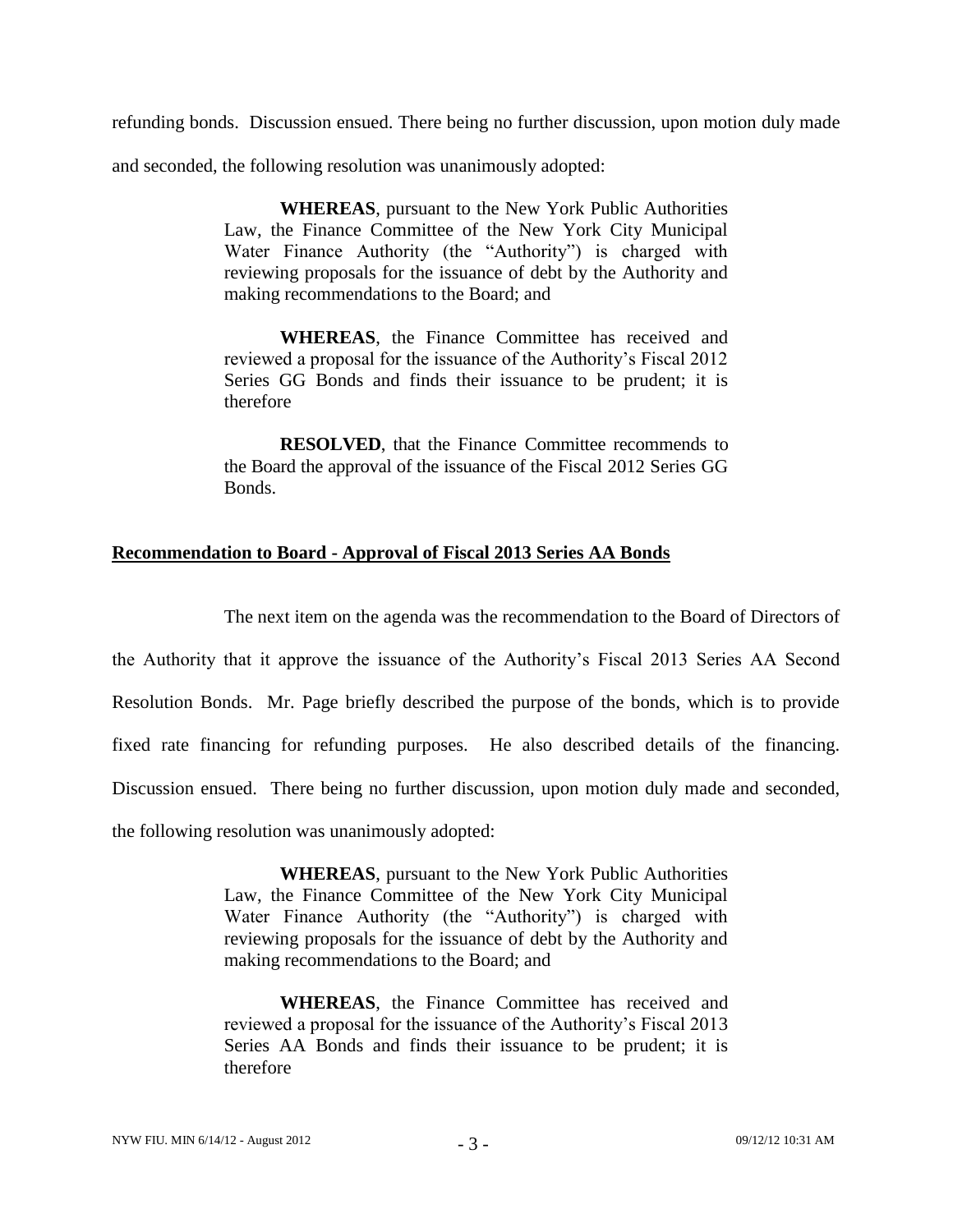refunding bonds. Discussion ensued. There being no further discussion, upon motion duly made and seconded, the following resolution was unanimously adopted:

> **WHEREAS**, pursuant to the New York Public Authorities Law, the Finance Committee of the New York City Municipal Water Finance Authority (the "Authority") is charged with reviewing proposals for the issuance of debt by the Authority and making recommendations to the Board; and
>
> **WHEREAS**, the Finance Committee has received and reviewed a proposal for the issuance of the Authority's Fiscal 2012 Series GG Bonds and finds their issuance to be prudent; it is therefore
>
> **RESOLVED**, that the Finance Committee recommends to the Board the approval of the issuance of the Fiscal 2012 Series GG Bonds.

**Recommendation to Board - Approval of Fiscal 2013 Series AA Bonds**

The next item on the agenda was the recommendation to the Board of Directors of the Authority that it approve the issuance of the Authority's Fiscal 2013 Series AA Second Resolution Bonds. Mr. Page briefly described the purpose of the bonds, which is to provide fixed rate financing for refunding purposes. He also described details of the financing. Discussion ensued. There being no further discussion, upon motion duly made and seconded, the following resolution was unanimously adopted:

> **WHEREAS**, pursuant to the New York Public Authorities Law, the Finance Committee of the New York City Municipal Water Finance Authority (the "Authority") is charged with reviewing proposals for the issuance of debt by the Authority and making recommendations to the Board; and
>
> **WHEREAS**, the Finance Committee has received and reviewed a proposal for the issuance of the Authority's Fiscal 2013 Series AA Bonds and finds their issuance to be prudent; it is therefore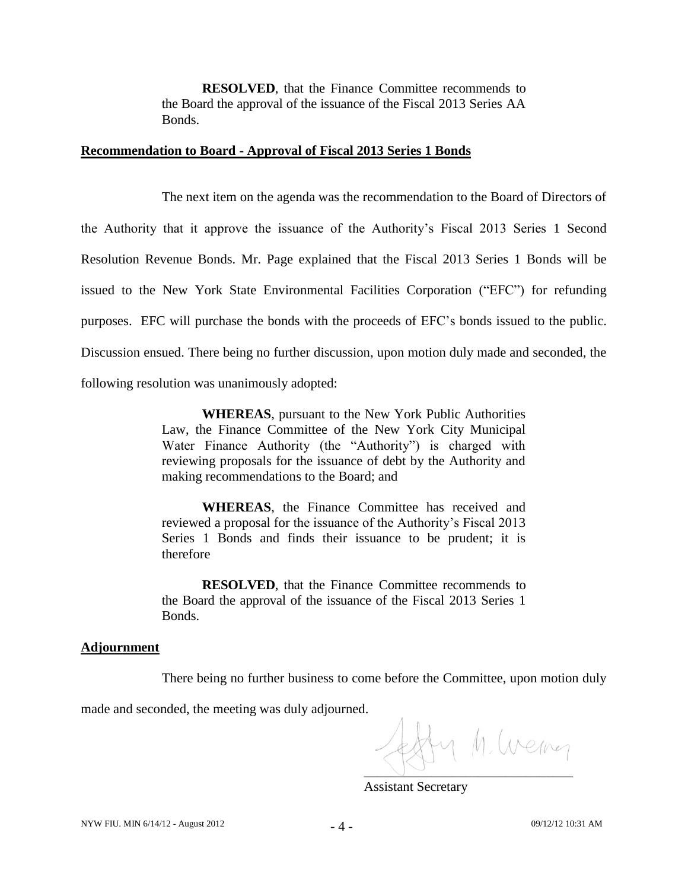> **RESOLVED**, that the Finance Committee recommends to the Board the approval of the issuance of the Fiscal 2013 Series AA Bonds.

**Recommendation to Board - Approval of Fiscal 2013 Series 1 Bonds**

The next item on the agenda was the recommendation to the Board of Directors of the Authority that it approve the issuance of the Authority's Fiscal 2013 Series 1 Second Resolution Revenue Bonds. Mr. Page explained that the Fiscal 2013 Series 1 Bonds will be issued to the New York State Environmental Facilities Corporation ("EFC") for refunding purposes. EFC will purchase the bonds with the proceeds of EFC's bonds issued to the public. Discussion ensued. There being no further discussion, upon motion duly made and seconded, the following resolution was unanimously adopted:

> **WHEREAS**, pursuant to the New York Public Authorities Law, the Finance Committee of the New York City Municipal Water Finance Authority (the "Authority") is charged with reviewing proposals for the issuance of debt by the Authority and making recommendations to the Board; and
>
> **WHEREAS**, the Finance Committee has received and reviewed a proposal for the issuance of the Authority's Fiscal 2013 Series 1 Bonds and finds their issuance to be prudent; it is therefore
>
> **RESOLVED**, that the Finance Committee recommends to the Board the approval of the issuance of the Fiscal 2013 Series 1 Bonds.

**Adjournment**

There being no further business to come before the Committee, upon motion duly made and seconded, the meeting was duly adjourned.

Jeffrey M. Werner

Assistant Secretary

NYW FIU. MIN 6/14/12 - August 2012 09/12/12 10:31 AM